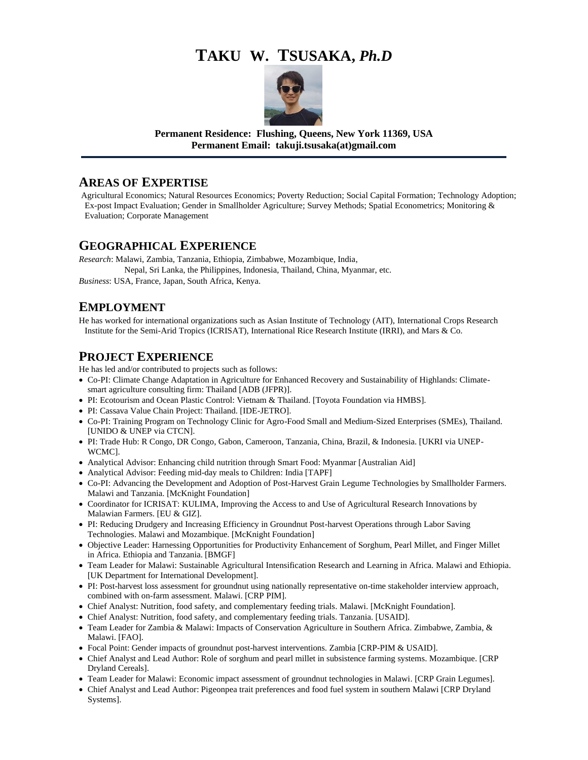# TAKU W. TSUSAKA, *Ph.D*

**Permanent Residence: Flushing, Queens, New York 11369, USA**
**Permanent Email: takuji.tsusaka(at)gmail.com**

## AREAS OF EXPERTISE

Agricultural Economics; Natural Resources Economics; Poverty Reduction; Social Capital Formation; Technology Adoption; Ex-post Impact Evaluation; Gender in Smallholder Agriculture; Survey Methods; Spatial Econometrics; Monitoring & Evaluation; Corporate Management

## GEOGRAPHICAL EXPERIENCE

*Research*: Malawi, Zambia, Tanzania, Ethiopia, Zimbabwe, Mozambique, India, Nepal, Sri Lanka, the Philippines, Indonesia, Thailand, China, Myanmar, etc.
*Business*: USA, France, Japan, South Africa, Kenya.

## EMPLOYMENT

He has worked for international organizations such as Asian Institute of Technology (AIT), International Crops Research Institute for the Semi-Arid Tropics (ICRISAT), International Rice Research Institute (IRRI), and Mars & Co.

## PROJECT EXPERIENCE

He has led and/or contributed to projects such as follows:

- Co-PI: Climate Change Adaptation in Agriculture for Enhanced Recovery and Sustainability of Highlands: Climate-smart agriculture consulting firm: Thailand [ADB (JFPR)].
- PI: Ecotourism and Ocean Plastic Control: Vietnam & Thailand. [Toyota Foundation via HMBS].
- PI: Cassava Value Chain Project: Thailand. [IDE-JETRO].
- Co-PI: Training Program on Technology Clinic for Agro-Food Small and Medium-Sized Enterprises (SMEs), Thailand. [UNIDO & UNEP via CTCN].
- PI: Trade Hub: R Congo, DR Congo, Gabon, Cameroon, Tanzania, China, Brazil, & Indonesia. [UKRI via UNEP-WCMC].
- Analytical Advisor: Enhancing child nutrition through Smart Food: Myanmar [Australian Aid]
- Analytical Advisor: Feeding mid-day meals to Children: India [TAPF]
- Co-PI: Advancing the Development and Adoption of Post-Harvest Grain Legume Technologies by Smallholder Farmers. Malawi and Tanzania. [McKnight Foundation]
- Coordinator for ICRISAT: KULIMA, Improving the Access to and Use of Agricultural Research Innovations by Malawian Farmers. [EU & GIZ].
- PI: Reducing Drudgery and Increasing Efficiency in Groundnut Post-harvest Operations through Labor Saving Technologies. Malawi and Mozambique. [McKnight Foundation]
- Objective Leader: Harnessing Opportunities for Productivity Enhancement of Sorghum, Pearl Millet, and Finger Millet in Africa. Ethiopia and Tanzania. [BMGF]
- Team Leader for Malawi: Sustainable Agricultural Intensification Research and Learning in Africa. Malawi and Ethiopia. [UK Department for International Development].
- PI: Post-harvest loss assessment for groundnut using nationally representative on-time stakeholder interview approach, combined with on-farm assessment. Malawi. [CRP PIM].
- Chief Analyst: Nutrition, food safety, and complementary feeding trials. Malawi. [McKnight Foundation].
- Chief Analyst: Nutrition, food safety, and complementary feeding trials. Tanzania. [USAID].
- Team Leader for Zambia & Malawi: Impacts of Conservation Agriculture in Southern Africa. Zimbabwe, Zambia, & Malawi. [FAO].
- Focal Point: Gender impacts of groundnut post-harvest interventions. Zambia [CRP-PIM & USAID].
- Chief Analyst and Lead Author: Role of sorghum and pearl millet in subsistence farming systems. Mozambique. [CRP Dryland Cereals].
- Team Leader for Malawi: Economic impact assessment of groundnut technologies in Malawi. [CRP Grain Legumes].
- Chief Analyst and Lead Author: Pigeonpea trait preferences and food fuel system in southern Malawi [CRP Dryland Systems].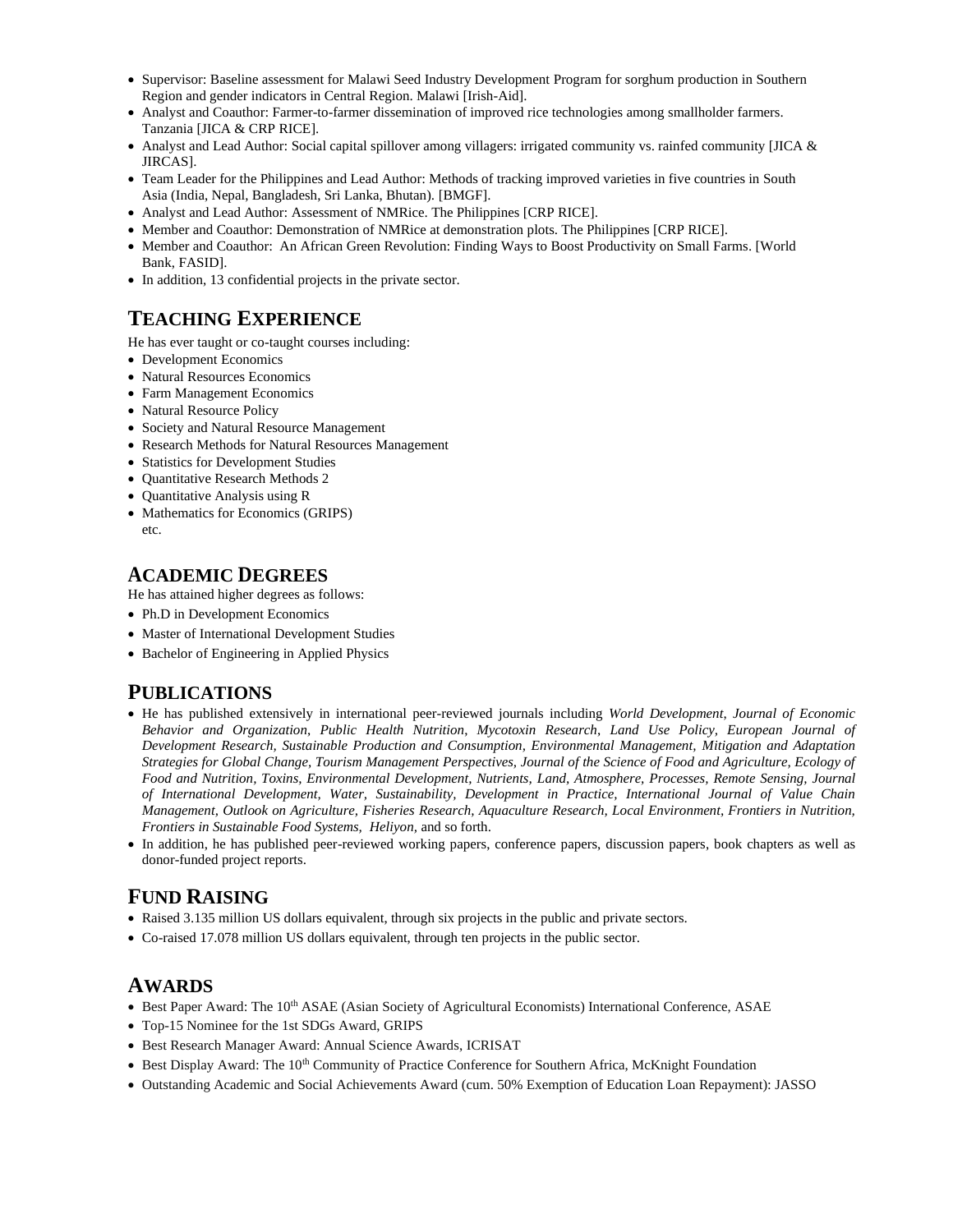- Supervisor: Baseline assessment for Malawi Seed Industry Development Program for sorghum production in Southern Region and gender indicators in Central Region. Malawi [Irish-Aid].
- Analyst and Coauthor: Farmer-to-farmer dissemination of improved rice technologies among smallholder farmers. Tanzania [JICA & CRP RICE].
- Analyst and Lead Author: Social capital spillover among villagers: irrigated community vs. rainfed community [JICA & JIRCAS].
- Team Leader for the Philippines and Lead Author: Methods of tracking improved varieties in five countries in South Asia (India, Nepal, Bangladesh, Sri Lanka, Bhutan). [BMGF].
- Analyst and Lead Author: Assessment of NMRice. The Philippines [CRP RICE].
- Member and Coauthor: Demonstration of NMRice at demonstration plots. The Philippines [CRP RICE].
- Member and Coauthor: An African Green Revolution: Finding Ways to Boost Productivity on Small Farms. [World Bank, FASID].
- In addition, 13 confidential projects in the private sector.

## TEACHING EXPERIENCE

He has ever taught or co-taught courses including:

- Development Economics
- Natural Resources Economics
- Farm Management Economics
- Natural Resource Policy
- Society and Natural Resource Management
- Research Methods for Natural Resources Management
- Statistics for Development Studies
- Quantitative Research Methods 2
- Quantitative Analysis using R
- Mathematics for Economics (GRIPS)
  etc.

## ACADEMIC DEGREES

He has attained higher degrees as follows:

- Ph.D in Development Economics
- Master of International Development Studies
- Bachelor of Engineering in Applied Physics

## PUBLICATIONS

- He has published extensively in international peer-reviewed journals including *World Development, Journal of Economic Behavior and Organization, Public Health Nutrition, Mycotoxin Research, Land Use Policy, European Journal of Development Research, Sustainable Production and Consumption, Environmental Management, Mitigation and Adaptation Strategies for Global Change, Tourism Management Perspectives, Journal of the Science of Food and Agriculture, Ecology of Food and Nutrition, Toxins, Environmental Development, Nutrients, Land, Atmosphere, Processes, Remote Sensing, Journal of International Development, Water, Sustainability, Development in Practice, International Journal of Value Chain Management, Outlook on Agriculture, Fisheries Research, Aquaculture Research, Local Environment, Frontiers in Nutrition, Frontiers in Sustainable Food Systems, Heliyon,* and so forth.
- In addition, he has published peer-reviewed working papers, conference papers, discussion papers, book chapters as well as donor-funded project reports.

## FUND RAISING

- Raised 3.135 million US dollars equivalent, through six projects in the public and private sectors.
- Co-raised 17.078 million US dollars equivalent, through ten projects in the public sector.

## AWARDS

- Best Paper Award: The 10th ASAE (Asian Society of Agricultural Economists) International Conference, ASAE
- Top-15 Nominee for the 1st SDGs Award, GRIPS
- Best Research Manager Award: Annual Science Awards, ICRISAT
- Best Display Award: The 10th Community of Practice Conference for Southern Africa, McKnight Foundation
- Outstanding Academic and Social Achievements Award (cum. 50% Exemption of Education Loan Repayment): JASSO